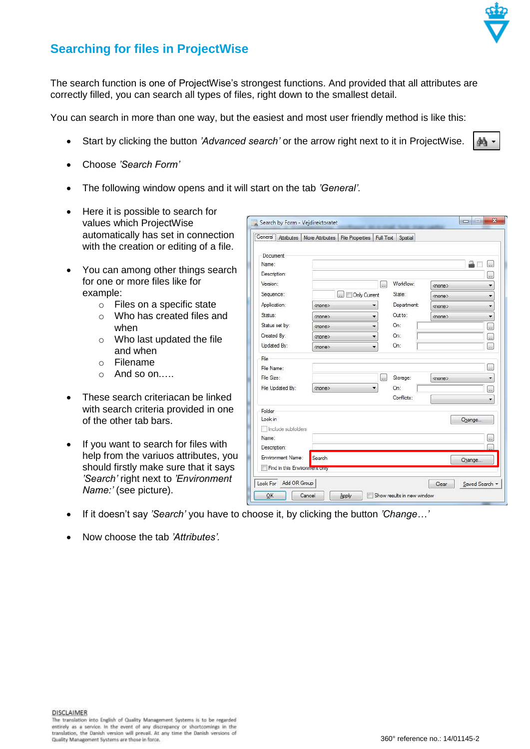# Searching for files in ProjectWise

The search function is one of ProjectWise's strongest functions. And provided that all attributes are correctly filled, you can search all types of files, right down to the smallest detail.

You can search in more than one way, but the easiest and most user friendly method is like this:

- Start by clicking the button *'Advanced search'* or the arrow right next to it in ProjectWise.
- Choose *'Search Form'*
- The following window opens and it will start on the tab *'General'*.
- Here it is possible to search for values which ProjectWise automatically has set in connection with the creation or editing of a file.
- You can among other things search for one or more files like for example:
  - Files on a specific state
  - Who has created files and when
  - Who last updated the file and when
  - Filename
  - And so on…..
- These search criteriacan be linked with search criteria provided in one of the other tab bars.
- If you want to search for files with help from the variuos attributes, you should firstly make sure that it says *'Search'* right next to *'Environment Name:'* (see picture).
- If it doesn't say *'Search'* you have to choose it, by clicking the button *'Change…'*
- Now choose the tab *'Attributes'*.

DISCLAIMER
The translation into English of Quality Management Systems is to be regarded entirely as a service. In the event of any discrepancy or shortcomings in the translation, the Danish version will prevail. At any time the Danish versions of Quality Management Systems are those in force.

360° reference no.: 14/01145-2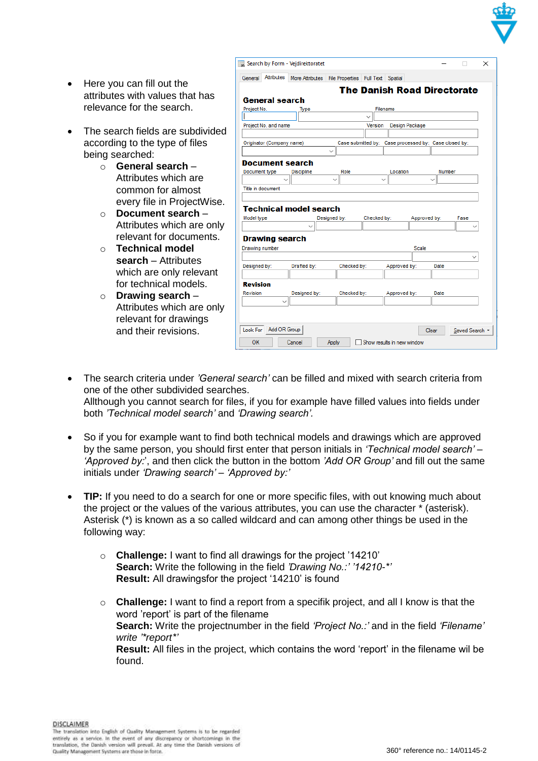- Here you can fill out the attributes with values that has relevance for the search.

- The search fields are subdivided according to the type of files being searched:
  - **General search** – Attributes which are common for almost every file in ProjectWise.
  - **Document search** – Attributes which are only relevant for documents.
  - **Technical model search** – Attributes which are only relevant for technical models.
  - **Drawing search** – Attributes which are only relevant for drawings and their revisions.

Search by Form - Vejdirektoratet

General | Attributes | More Attributes | File Properties | Full Text | Spatial

**The Danish Road Directorate**

**General search**

Project No. | Type | Filename

Project No. and name | Version | Design Package

Originator (Company name) | Case submitted by: | Case processed by: | Case closed by:

**Document search**

Document type | Discipline | Role | Location | Number

Title in document

**Technical model search**

Model type | Designed by: | Checked by: | Approved by: | Fase

**Drawing search**

Drawing number | Scale

Designed by: | Drafted by: | Checked by: | Approved by: | Date

**Revision**

Revision | Designed by: | Checked by: | Approved by: | Date

Look For | Add OR Group | Clear | Saved Search

OK | Cancel | Apply | Show results in new window

- The search criteria under *'General search'* can be filled and mixed with search criteria from one of the other subdivided searches.
  Allthough you cannot search for files, if you for example have filled values into fields under both *'Technical model search'* and *'Drawing search'*.

- So if you for example want to find both technical models and drawings which are approved by the same person, you should first enter that person initials in *'Technical model search' – 'Approved by:*', and then click the button in the bottom *'Add OR Group'* and fill out the same initials under *'Drawing search' – 'Approved by:'*

- **TIP:** If you need to do a search for one or more specific files, with out knowing much about the project or the values of the various attributes, you can use the character * (asterisk). Asterisk (*) is known as a so called wildcard and can among other things be used in the following way:

  - **Challenge:** I want to find all drawings for the project '14210'
    **Search:** Write the following in the field *'Drawing No.:' '14210-*'*
    **Result:** All drawingsfor the project '14210' is found

  - **Challenge:** I want to find a report from a specifik project, and all I know is that the word 'report' is part of the filename
    **Search:** Write the projectnumber in the field *'Project No.:'* and in the field *'Filename' write '*report*'*
    **Result:** All files in the project, which contains the word 'report' in the filename wil be found.

DISCLAIMER
The translation into English of Quality Management Systems is to be regarded entirely as a service. In the event of any discrepancy or shortcomings in the translation, the Danish version will prevail. At any time the Danish versions of Quality Management Systems are those in force.

360° reference no.: 14/01145-2